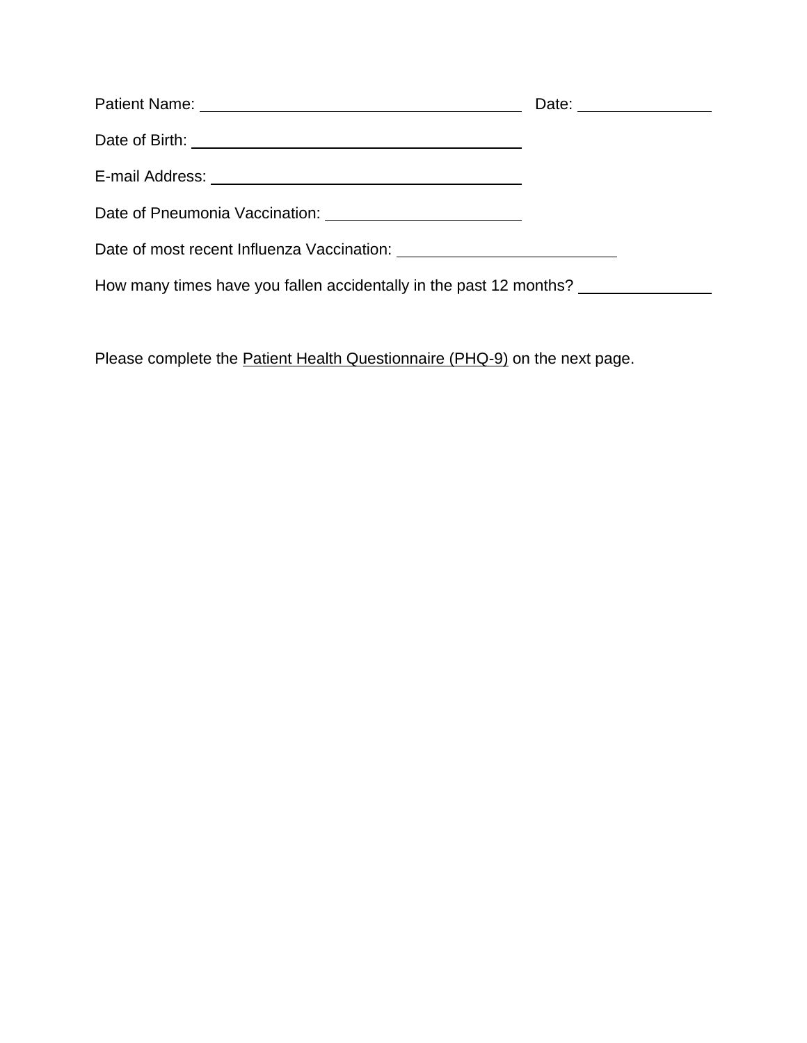Patient Name: ________________________________________ Date: ________________

Date of Birth: ________________________________________

E-mail Address: ________________________________________

Date of Pneumonia Vaccination: ________________________

Date of most recent Influenza Vaccination: ___________________________

How many times have you fallen accidentally in the past 12 months? ________________

Please complete the <u>Patient Health Questionnaire (PHQ-9)</u> on the next page.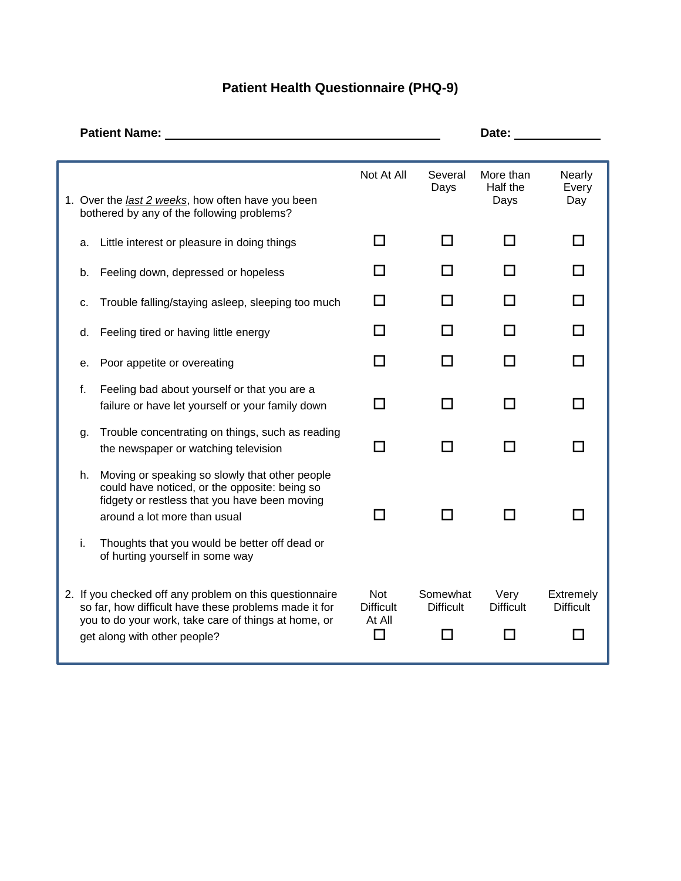# Patient Health Questionnaire (PHQ-9)

**Patient Name:** ______________________ **Date:** ____________

| 1. Over the *last 2 weeks*, how often have you been bothered by any of the following problems? | Not At All | Several Days | More than Half the Days | Nearly Every Day |
|---|---|---|---|---|
| a. Little interest or pleasure in doing things | ☐ | ☐ | ☐ | ☐ |
| b. Feeling down, depressed or hopeless | ☐ | ☐ | ☐ | ☐ |
| c. Trouble falling/staying asleep, sleeping too much | ☐ | ☐ | ☐ | ☐ |
| d. Feeling tired or having little energy | ☐ | ☐ | ☐ | ☐ |
| e. Poor appetite or overeating | ☐ | ☐ | ☐ | ☐ |
| f. Feeling bad about yourself or that you are a failure or have let yourself or your family down | ☐ | ☐ | ☐ | ☐ |
| g. Trouble concentrating on things, such as reading the newspaper or watching television | ☐ | ☐ | ☐ | ☐ |
| h. Moving or speaking so slowly that other people could have noticed, or the opposite: being so fidgety or restless that you have been moving around a lot more than usual | ☐ | ☐ | ☐ | ☐ |
| i. Thoughts that you would be better off dead or of hurting yourself in some way | | | | |

| 2. If you checked off any problem on this questionnaire so far, how difficult have these problems made it for you to do your work, take care of things at home, or get along with other people? | Not Difficult At All | Somewhat Difficult | Very Difficult | Extremely Difficult |
|---|---|---|---|---|
| | ☐ | ☐ | ☐ | ☐ |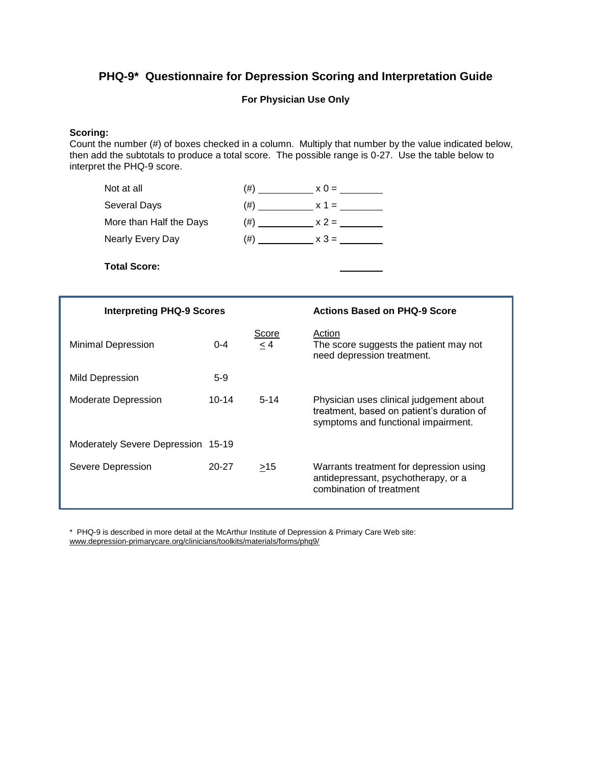# PHQ-9* Questionnaire for Depression Scoring and Interpretation Guide

**For Physician Use Only**

**Scoring:**
Count the number (#) of boxes checked in a column. Multiply that number by the value indicated below, then add the subtotals to produce a total score. The possible range is 0-27. Use the table below to interpret the PHQ-9 score.

| | | | |
|---|---|---|---|
| Not at all | (#) ________ | x 0 = | ________ |
| Several Days | (#) ________ | x 1 = | ________ |
| More than Half the Days | (#) ________ | x 2 = | ________ |
| Nearly Every Day | (#) ________ | x 3 = | ________ |
| **Total Score:** | | | ________ |

| Interpreting PHQ-9 Scores | | Score | Actions Based on PHQ-9 Score |
|---|---|---|---|
| Minimal Depression | 0-4 | ≤ 4 | Action: The score suggests the patient may not need depression treatment. |
| Mild Depression | 5-9 | | |
| Moderate Depression | 10-14 | 5-14 | Physician uses clinical judgement about treatment, based on patient's duration of symptoms and functional impairment. |
| Moderately Severe Depression | 15-19 | | |
| Severe Depression | 20-27 | ≥15 | Warrants treatment for depression using antidepressant, psychotherapy, or a combination of treatment |

* PHQ-9 is described in more detail at the McArthur Institute of Depression & Primary Care Web site: www.depression-primarycare.org/clinicians/toolkits/materials/forms/phq9/